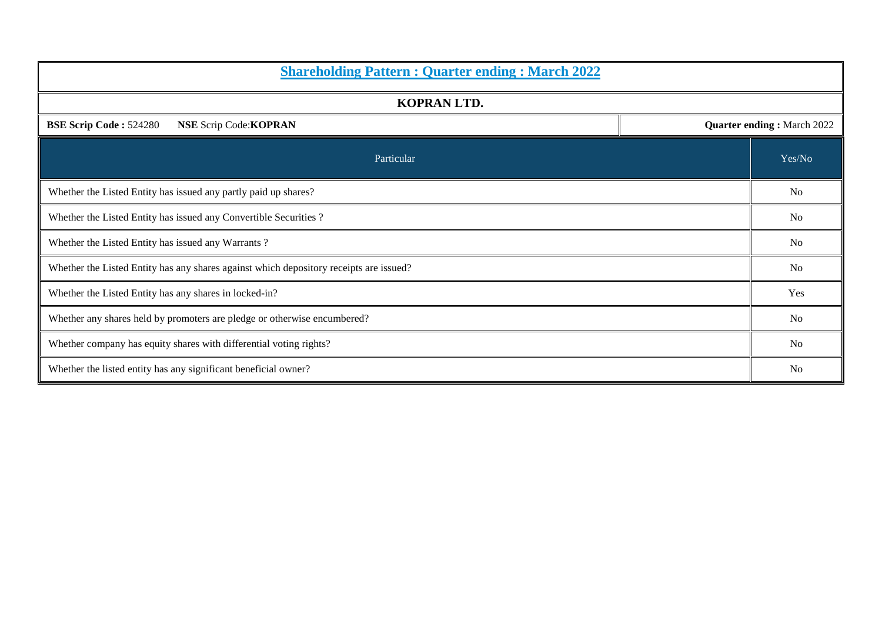## Shareholding Pattern : Quarter ending : March 2022

### KOPRAN LTD.

**BSE Scrip Code :** 524280 **NSE** Scrip Code:**KOPRAN** **Quarter ending :** March 2022

| Particular | Yes/No |
|---|---|
| Whether the Listed Entity has issued any partly paid up shares? | No |
| Whether the Listed Entity has issued any Convertible Securities ? | No |
| Whether the Listed Entity has issued any Warrants ? | No |
| Whether the Listed Entity has any shares against which depository receipts are issued? | No |
| Whether the Listed Entity has any shares in locked-in? | Yes |
| Whether any shares held by promoters are pledge or otherwise encumbered? | No |
| Whether company has equity shares with differential voting rights? | No |
| Whether the listed entity has any significant beneficial owner? | No |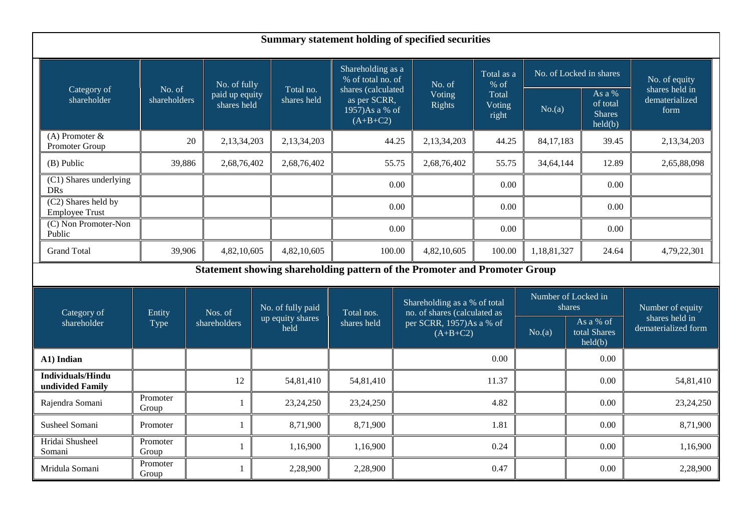## Summary statement holding of specified securities

| Category of shareholder | No. of shareholders | No. of fully paid up equity shares held | Total no. shares held | Shareholding as a % of total no. of shares (calculated as per SCRR, 1957)As a % of (A+B+C2) | No. of Voting Rights | Total as a % of Total Voting right | No. of Locked in shares | | No. of equity shares held in dematerialized form |
|---|---|---|---|---|---|---|---|---|---|
| | | | | | | | No.(a) | As a % of total Shares held(b) | |
| (A) Promoter & Promoter Group | 20 | 2,13,34,203 | 2,13,34,203 | 44.25 | 2,13,34,203 | 44.25 | 84,17,183 | 39.45 | 2,13,34,203 |
| (B) Public | 39,886 | 2,68,76,402 | 2,68,76,402 | 55.75 | 2,68,76,402 | 55.75 | 34,64,144 | 12.89 | 2,65,88,098 |
| (C1) Shares underlying DRs | | | | 0.00 | | 0.00 | | 0.00 | |
| (C2) Shares held by Employee Trust | | | | 0.00 | | 0.00 | | 0.00 | |
| (C) Non Promoter-Non Public | | | | 0.00 | | 0.00 | | 0.00 | |
| Grand Total | 39,906 | 4,82,10,605 | 4,82,10,605 | 100.00 | 4,82,10,605 | 100.00 | 1,18,81,327 | 24.64 | 4,79,22,301 |

## Statement showing shareholding pattern of the Promoter and Promoter Group

| Category of shareholder | Entity Type | Nos. of shareholders | No. of fully paid up equity shares held | Total nos. shares held | Shareholding as a % of total no. of shares (calculated as per SCRR, 1957)As a % of (A+B+C2) | Number of Locked in shares | | Number of equity shares held in dematerialized form |
|---|---|---|---|---|---|---|---|---|
| | | | | | | No.(a) | As a % of total Shares held(b) | |
| **A1) Indian** | | | | | 0.00 | | 0.00 | |
| **Individuals/Hindu undivided Family** | | 12 | 54,81,410 | 54,81,410 | 11.37 | | 0.00 | 54,81,410 |
| Rajendra Somani | Promoter Group | 1 | 23,24,250 | 23,24,250 | 4.82 | | 0.00 | 23,24,250 |
| Susheel Somani | Promoter | 1 | 8,71,900 | 8,71,900 | 1.81 | | 0.00 | 8,71,900 |
| Hridai Shusheel Somani | Promoter Group | 1 | 1,16,900 | 1,16,900 | 0.24 | | 0.00 | 1,16,900 |
| Mridula Somani | Promoter Group | 1 | 2,28,900 | 2,28,900 | 0.47 | | 0.00 | 2,28,900 |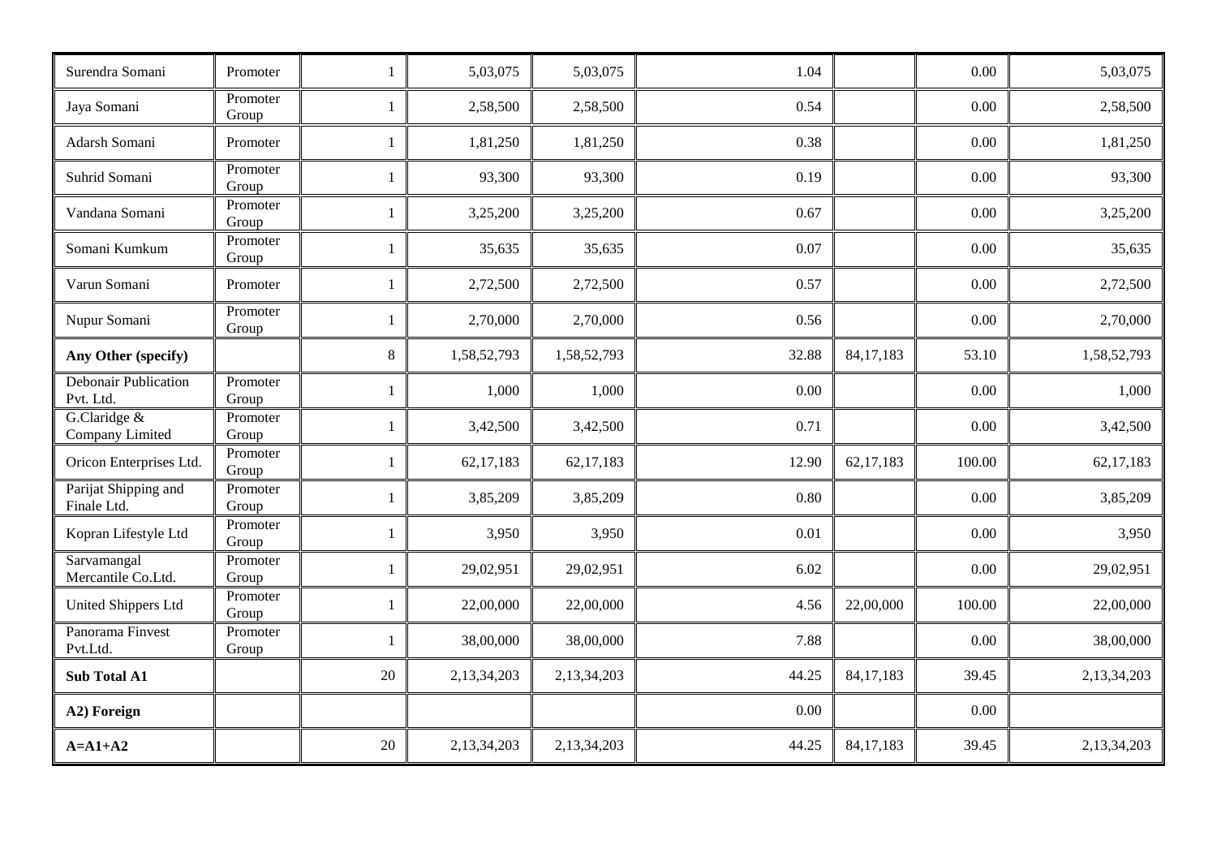| | | | | | | | | |
|---|---|---|---|---|---|---|---|---|
| Surendra Somani | Promoter | 1 | 5,03,075 | 5,03,075 | 1.04 | | 0.00 | 5,03,075 |
| Jaya Somani | Promoter Group | 1 | 2,58,500 | 2,58,500 | 0.54 | | 0.00 | 2,58,500 |
| Adarsh Somani | Promoter | 1 | 1,81,250 | 1,81,250 | 0.38 | | 0.00 | 1,81,250 |
| Suhrid Somani | Promoter Group | 1 | 93,300 | 93,300 | 0.19 | | 0.00 | 93,300 |
| Vandana Somani | Promoter Group | 1 | 3,25,200 | 3,25,200 | 0.67 | | 0.00 | 3,25,200 |
| Somani Kumkum | Promoter Group | 1 | 35,635 | 35,635 | 0.07 | | 0.00 | 35,635 |
| Varun Somani | Promoter | 1 | 2,72,500 | 2,72,500 | 0.57 | | 0.00 | 2,72,500 |
| Nupur Somani | Promoter Group | 1 | 2,70,000 | 2,70,000 | 0.56 | | 0.00 | 2,70,000 |
| **Any Other (specify)** | | 8 | 1,58,52,793 | 1,58,52,793 | 32.88 | 84,17,183 | 53.10 | 1,58,52,793 |
| Debonair Publication Pvt. Ltd. | Promoter Group | 1 | 1,000 | 1,000 | 0.00 | | 0.00 | 1,000 |
| G.Claridge & Company Limited | Promoter Group | 1 | 3,42,500 | 3,42,500 | 0.71 | | 0.00 | 3,42,500 |
| Oricon Enterprises Ltd. | Promoter Group | 1 | 62,17,183 | 62,17,183 | 12.90 | 62,17,183 | 100.00 | 62,17,183 |
| Parijat Shipping and Finale Ltd. | Promoter Group | 1 | 3,85,209 | 3,85,209 | 0.80 | | 0.00 | 3,85,209 |
| Kopran Lifestyle Ltd | Promoter Group | 1 | 3,950 | 3,950 | 0.01 | | 0.00 | 3,950 |
| Sarvamangal Mercantile Co.Ltd. | Promoter Group | 1 | 29,02,951 | 29,02,951 | 6.02 | | 0.00 | 29,02,951 |
| United Shippers Ltd | Promoter Group | 1 | 22,00,000 | 22,00,000 | 4.56 | 22,00,000 | 100.00 | 22,00,000 |
| Panorama Finvest Pvt.Ltd. | Promoter Group | 1 | 38,00,000 | 38,00,000 | 7.88 | | 0.00 | 38,00,000 |
| **Sub Total A1** | | 20 | 2,13,34,203 | 2,13,34,203 | 44.25 | 84,17,183 | 39.45 | 2,13,34,203 |
| **A2) Foreign** | | | | | 0.00 | | 0.00 | |
| **A=A1+A2** | | 20 | 2,13,34,203 | 2,13,34,203 | 44.25 | 84,17,183 | 39.45 | 2,13,34,203 |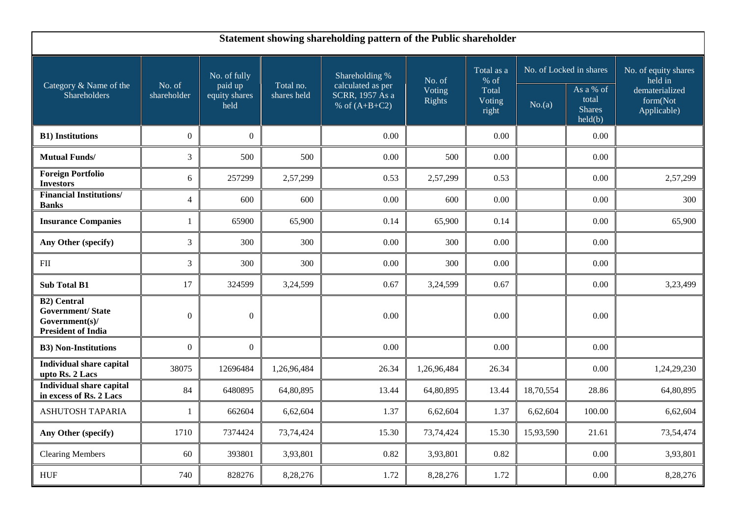## Statement showing shareholding pattern of the Public shareholder

| Category & Name of the Shareholders | No. of shareholder | No. of fully paid up equity shares held | Total no. shares held | Shareholding % calculated as per SCRR, 1957 As a % of (A+B+C2) | No. of Voting Rights | Total as a % of Total Voting right | No. of Locked in shares | | No. of equity shares held in dematerialized form(Not Applicable) |
|---|---|---|---|---|---|---|---|---|---|
| | | | | | | | No.(a) | As a % of total Shares held(b) | |
| **B1) Institutions** | 0 | 0 | | 0.00 | | 0.00 | | 0.00 | |
| **Mutual Funds/** | 3 | 500 | 500 | 0.00 | 500 | 0.00 | | 0.00 | |
| **Foreign Portfolio Investors** | 6 | 257299 | 2,57,299 | 0.53 | 2,57,299 | 0.53 | | 0.00 | 2,57,299 |
| **Financial Institutions/ Banks** | 4 | 600 | 600 | 0.00 | 600 | 0.00 | | 0.00 | 300 |
| **Insurance Companies** | 1 | 65900 | 65,900 | 0.14 | 65,900 | 0.14 | | 0.00 | 65,900 |
| **Any Other (specify)** | 3 | 300 | 300 | 0.00 | 300 | 0.00 | | 0.00 | |
| FII | 3 | 300 | 300 | 0.00 | 300 | 0.00 | | 0.00 | |
| **Sub Total B1** | 17 | 324599 | 3,24,599 | 0.67 | 3,24,599 | 0.67 | | 0.00 | 3,23,499 |
| **B2) Central Government/ State Government(s)/ President of India** | 0 | 0 | | 0.00 | | 0.00 | | 0.00 | |
| **B3) Non-Institutions** | 0 | 0 | | 0.00 | | 0.00 | | 0.00 | |
| **Individual share capital upto Rs. 2 Lacs** | 38075 | 12696484 | 1,26,96,484 | 26.34 | 1,26,96,484 | 26.34 | | 0.00 | 1,24,29,230 |
| **Individual share capital in excess of Rs. 2 Lacs** | 84 | 6480895 | 64,80,895 | 13.44 | 64,80,895 | 13.44 | 18,70,554 | 28.86 | 64,80,895 |
| ASHUTOSH TAPARIA | 1 | 662604 | 6,62,604 | 1.37 | 6,62,604 | 1.37 | 6,62,604 | 100.00 | 6,62,604 |
| **Any Other (specify)** | 1710 | 7374424 | 73,74,424 | 15.30 | 73,74,424 | 15.30 | 15,93,590 | 21.61 | 73,54,474 |
| Clearing Members | 60 | 393801 | 3,93,801 | 0.82 | 3,93,801 | 0.82 | | 0.00 | 3,93,801 |
| HUF | 740 | 828276 | 8,28,276 | 1.72 | 8,28,276 | 1.72 | | 0.00 | 8,28,276 |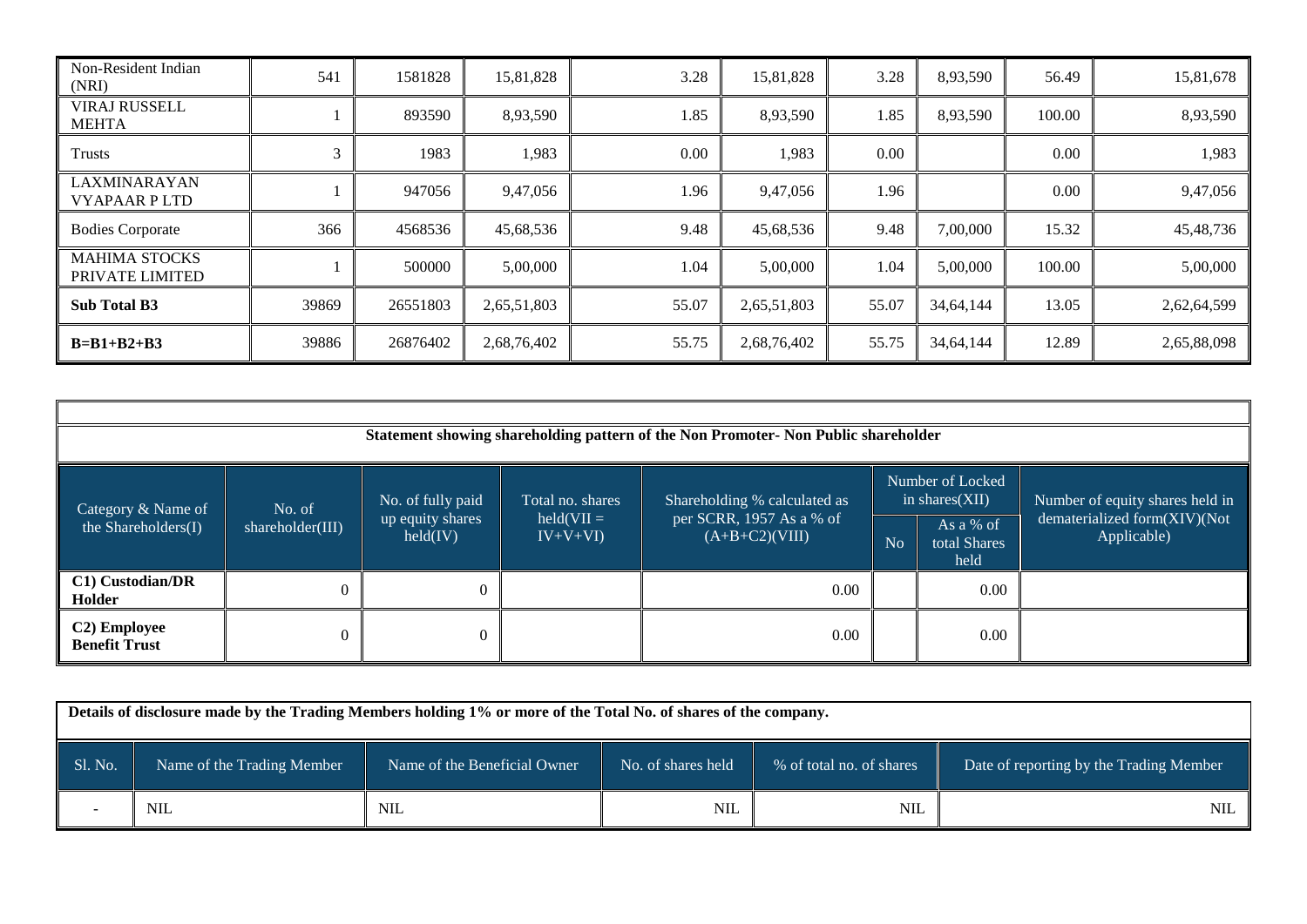| | | | | | | | | | |
|---|---|---|---|---|---|---|---|---|---|
| Non-Resident Indian (NRI) | 541 | 1581828 | 15,81,828 | 3.28 | 15,81,828 | 3.28 | 8,93,590 | 56.49 | 15,81,678 |
| VIRAJ RUSSELL MEHTA | 1 | 893590 | 8,93,590 | 1.85 | 8,93,590 | 1.85 | 8,93,590 | 100.00 | 8,93,590 |
| Trusts | 3 | 1983 | 1,983 | 0.00 | 1,983 | 0.00 | | 0.00 | 1,983 |
| LAXMINARAYAN VYAPAAR P LTD | 1 | 947056 | 9,47,056 | 1.96 | 9,47,056 | 1.96 | | 0.00 | 9,47,056 |
| Bodies Corporate | 366 | 4568536 | 45,68,536 | 9.48 | 45,68,536 | 9.48 | 7,00,000 | 15.32 | 45,48,736 |
| MAHIMA STOCKS PRIVATE LIMITED | 1 | 500000 | 5,00,000 | 1.04 | 5,00,000 | 1.04 | 5,00,000 | 100.00 | 5,00,000 |
| **Sub Total B3** | 39869 | 26551803 | 2,65,51,803 | 55.07 | 2,65,51,803 | 55.07 | 34,64,144 | 13.05 | 2,62,64,599 |
| **B=B1+B2+B3** | 39886 | 26876402 | 2,68,76,402 | 55.75 | 2,68,76,402 | 55.75 | 34,64,144 | 12.89 | 2,65,88,098 |

**Statement showing shareholding pattern of the Non Promoter- Non Public shareholder**

| Category & Name of the Shareholders(I) | No. of shareholder(III) | No. of fully paid up equity shares held(IV) | Total no. shares held(VII = IV+V+VI) | Shareholding % calculated as per SCRR, 1957 As a % of (A+B+C2)(VIII) | Number of Locked in shares(XII) | | Number of equity shares held in dematerialized form(XIV)(Not Applicable) |
|---|---|---|---|---|---|---|---|
| | | | | | No | As a % of total Shares held | |
| **C1) Custodian/DR Holder** | 0 | 0 | | 0.00 | | 0.00 | |
| **C2) Employee Benefit Trust** | 0 | 0 | | 0.00 | | 0.00 | |

**Details of disclosure made by the Trading Members holding 1% or more of the Total No. of shares of the company.**

| Sl. No. | Name of the Trading Member | Name of the Beneficial Owner | No. of shares held | % of total no. of shares | Date of reporting by the Trading Member |
|---|---|---|---|---|---|
| - | NIL | NIL | NIL | NIL | NIL |